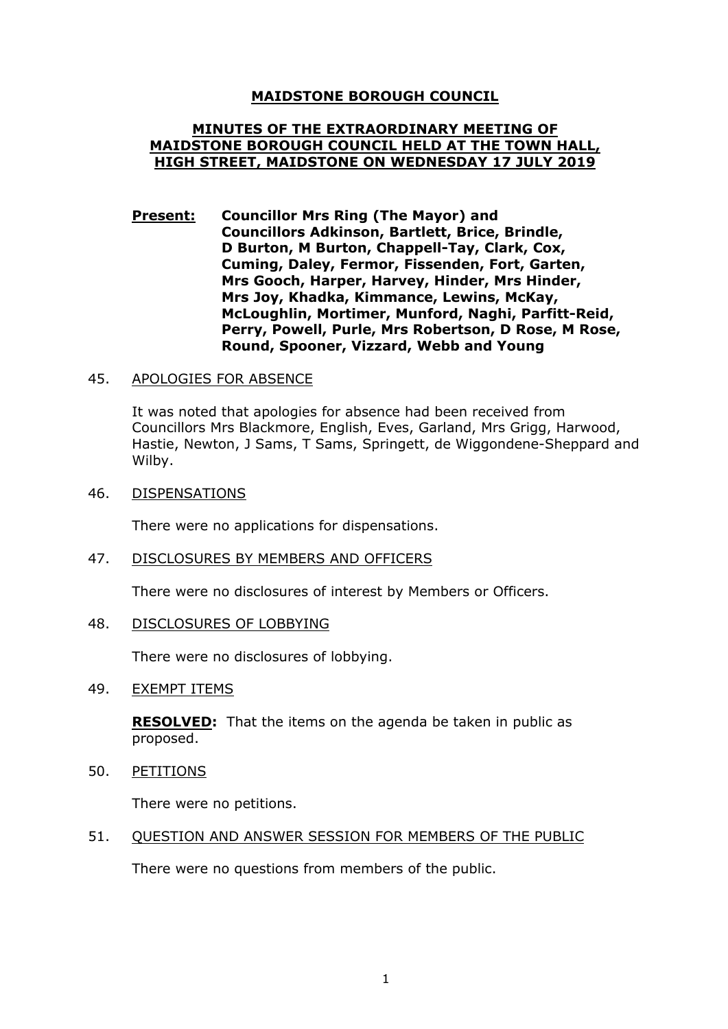# MAIDSTONE BOROUGH COUNCIL

## MINUTES OF THE EXTRAORDINARY MEETING OF MAIDSTONE BOROUGH COUNCIL HELD AT THE TOWN HALL, HIGH STREET, MAIDSTONE ON WEDNESDAY 17 JULY 2019

**Present:** **Councillor Mrs Ring (The Mayor) and Councillors Adkinson, Bartlett, Brice, Brindle, D Burton, M Burton, Chappell-Tay, Clark, Cox, Cuming, Daley, Fermor, Fissenden, Fort, Garten, Mrs Gooch, Harper, Harvey, Hinder, Mrs Hinder, Mrs Joy, Khadka, Kimmance, Lewins, McKay, McLoughlin, Mortimer, Munford, Naghi, Parfitt-Reid, Perry, Powell, Purle, Mrs Robertson, D Rose, M Rose, Round, Spooner, Vizzard, Webb and Young**

45. APOLOGIES FOR ABSENCE

It was noted that apologies for absence had been received from Councillors Mrs Blackmore, English, Eves, Garland, Mrs Grigg, Harwood, Hastie, Newton, J Sams, T Sams, Springett, de Wiggondene-Sheppard and Wilby.

46. DISPENSATIONS

There were no applications for dispensations.

47. DISCLOSURES BY MEMBERS AND OFFICERS

There were no disclosures of interest by Members or Officers.

48. DISCLOSURES OF LOBBYING

There were no disclosures of lobbying.

49. EXEMPT ITEMS

**RESOLVED:** That the items on the agenda be taken in public as proposed.

50. PETITIONS

There were no petitions.

51. QUESTION AND ANSWER SESSION FOR MEMBERS OF THE PUBLIC

There were no questions from members of the public.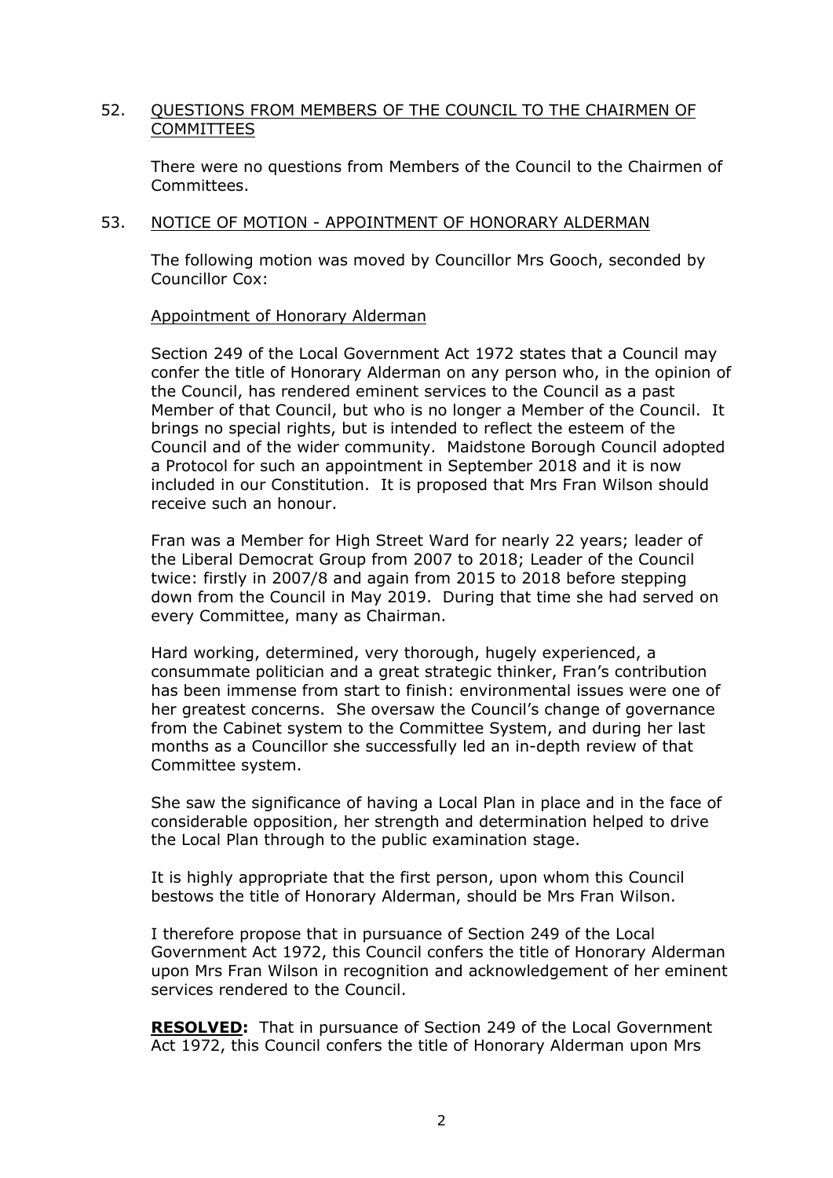52. QUESTIONS FROM MEMBERS OF THE COUNCIL TO THE CHAIRMEN OF COMMITTEES

There were no questions from Members of the Council to the Chairmen of Committees.

53. NOTICE OF MOTION - APPOINTMENT OF HONORARY ALDERMAN

The following motion was moved by Councillor Mrs Gooch, seconded by Councillor Cox:

Appointment of Honorary Alderman

Section 249 of the Local Government Act 1972 states that a Council may confer the title of Honorary Alderman on any person who, in the opinion of the Council, has rendered eminent services to the Council as a past Member of that Council, but who is no longer a Member of the Council. It brings no special rights, but is intended to reflect the esteem of the Council and of the wider community. Maidstone Borough Council adopted a Protocol for such an appointment in September 2018 and it is now included in our Constitution. It is proposed that Mrs Fran Wilson should receive such an honour.

Fran was a Member for High Street Ward for nearly 22 years; leader of the Liberal Democrat Group from 2007 to 2018; Leader of the Council twice: firstly in 2007/8 and again from 2015 to 2018 before stepping down from the Council in May 2019. During that time she had served on every Committee, many as Chairman.

Hard working, determined, very thorough, hugely experienced, a consummate politician and a great strategic thinker, Fran's contribution has been immense from start to finish: environmental issues were one of her greatest concerns. She oversaw the Council's change of governance from the Cabinet system to the Committee System, and during her last months as a Councillor she successfully led an in-depth review of that Committee system.

She saw the significance of having a Local Plan in place and in the face of considerable opposition, her strength and determination helped to drive the Local Plan through to the public examination stage.

It is highly appropriate that the first person, upon whom this Council bestows the title of Honorary Alderman, should be Mrs Fran Wilson.

I therefore propose that in pursuance of Section 249 of the Local Government Act 1972, this Council confers the title of Honorary Alderman upon Mrs Fran Wilson in recognition and acknowledgement of her eminent services rendered to the Council.

**RESOLVED:** That in pursuance of Section 249 of the Local Government Act 1972, this Council confers the title of Honorary Alderman upon Mrs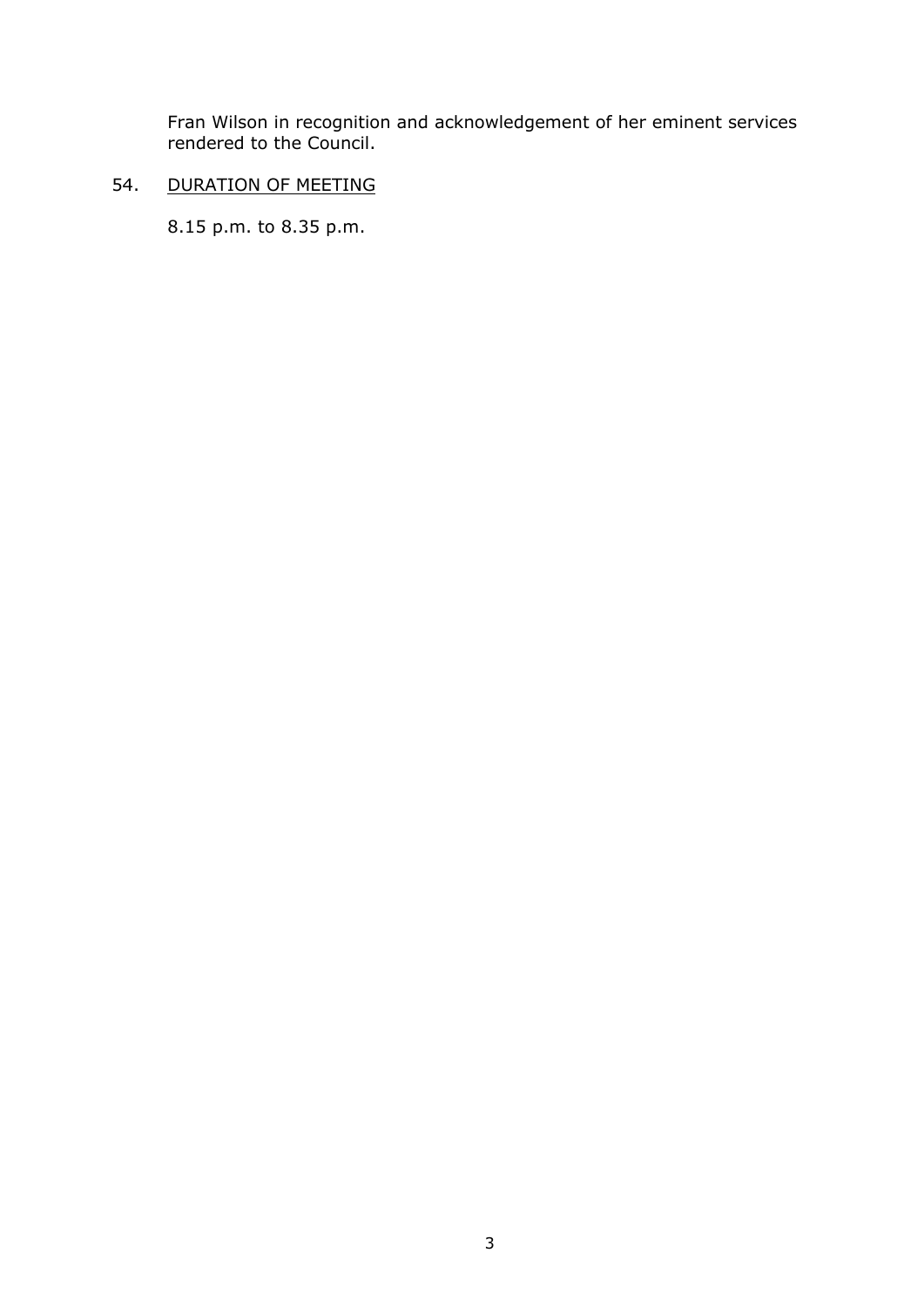Fran Wilson in recognition and acknowledgement of her eminent services rendered to the Council.

54. <u>DURATION OF MEETING</u>

8.15 p.m. to 8.35 p.m.